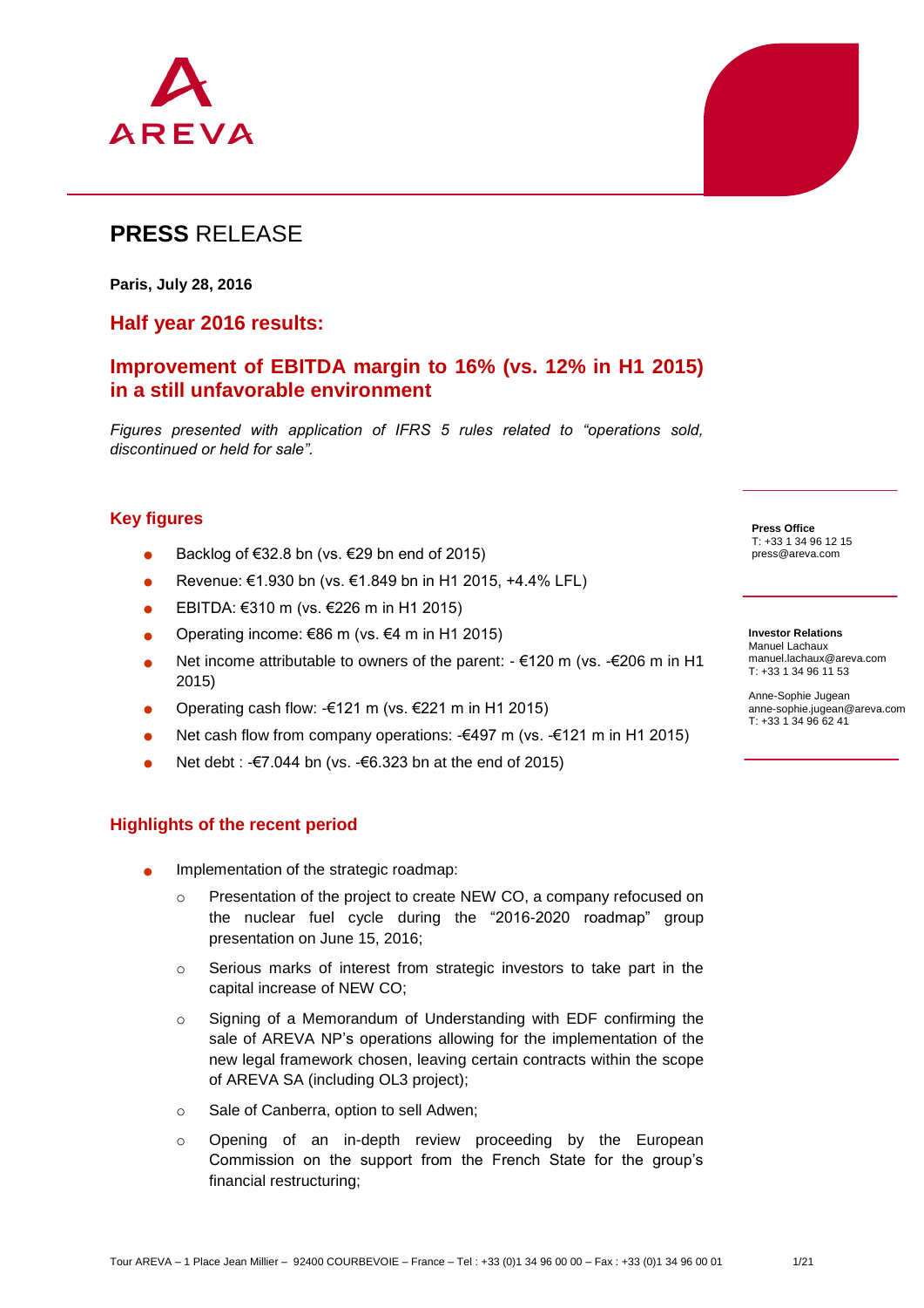AREVA

# PRESS RELEASE

**Paris, July 28, 2016**

## Half year 2016 results:

## Improvement of EBITDA margin to 16% (vs. 12% in H1 2015) in a still unfavorable environment

*Figures presented with application of IFRS 5 rules related to "operations sold, discontinued or held for sale".*

**Press Office**
T: +33 1 34 96 12 15
press@areva.com

**Investor Relations**
Manuel Lachaux
manuel.lachaux@areva.com
T: +33 1 34 96 11 53

Anne-Sophie Jugean
anne-sophie.jugean@areva.com
T: +33 1 34 96 62 41

### Key figures

- Backlog of €32.8 bn (vs. €29 bn end of 2015)
- Revenue: €1.930 bn (vs. €1.849 bn in H1 2015, +4.4% LFL)
- EBITDA: €310 m (vs. €226 m in H1 2015)
- Operating income: €86 m (vs. €4 m in H1 2015)
- Net income attributable to owners of the parent: - €120 m (vs. -€206 m in H1 2015)
- Operating cash flow: -€121 m (vs. €221 m in H1 2015)
- Net cash flow from company operations: -€497 m (vs. -€121 m in H1 2015)
- Net debt : -€7.044 bn (vs. -€6.323 bn at the end of 2015)

### Highlights of the recent period

- Implementation of the strategic roadmap:
  - Presentation of the project to create NEW CO, a company refocused on the nuclear fuel cycle during the "2016-2020 roadmap" group presentation on June 15, 2016;
  - Serious marks of interest from strategic investors to take part in the capital increase of NEW CO;
  - Signing of a Memorandum of Understanding with EDF confirming the sale of AREVA NP's operations allowing for the implementation of the new legal framework chosen, leaving certain contracts within the scope of AREVA SA (including OL3 project);
  - Sale of Canberra, option to sell Adwen;
  - Opening of an in-depth review proceeding by the European Commission on the support from the French State for the group's financial restructuring;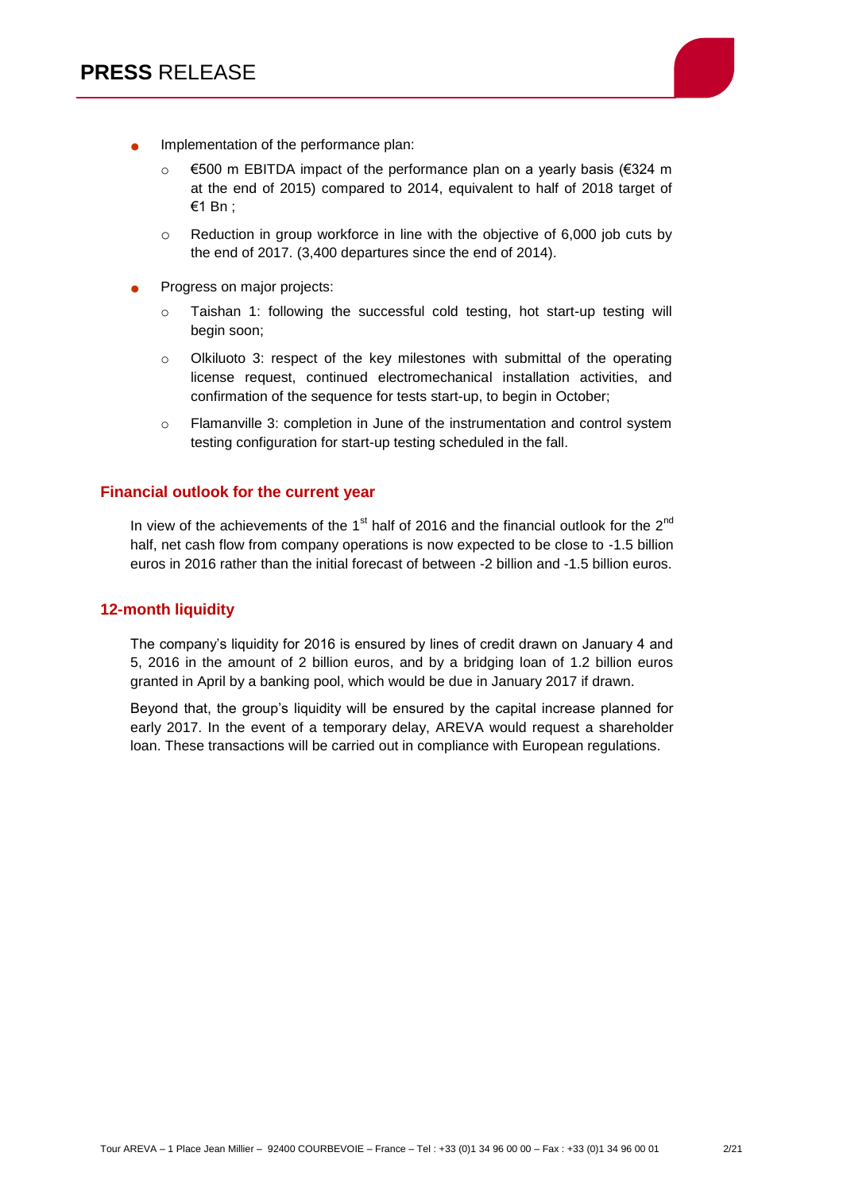- Implementation of the performance plan:
  - €500 m EBITDA impact of the performance plan on a yearly basis (€324 m at the end of 2015) compared to 2014, equivalent to half of 2018 target of €1 Bn ;
  - Reduction in group workforce in line with the objective of 6,000 job cuts by the end of 2017. (3,400 departures since the end of 2014).
- Progress on major projects:
  - Taishan 1: following the successful cold testing, hot start-up testing will begin soon;
  - Olkiluoto 3: respect of the key milestones with submittal of the operating license request, continued electromechanical installation activities, and confirmation of the sequence for tests start-up, to begin in October;
  - Flamanville 3: completion in June of the instrumentation and control system testing configuration for start-up testing scheduled in the fall.

## Financial outlook for the current year

In view of the achievements of the 1st half of 2016 and the financial outlook for the 2nd half, net cash flow from company operations is now expected to be close to -1.5 billion euros in 2016 rather than the initial forecast of between -2 billion and -1.5 billion euros.

## 12-month liquidity

The company's liquidity for 2016 is ensured by lines of credit drawn on January 4 and 5, 2016 in the amount of 2 billion euros, and by a bridging loan of 1.2 billion euros granted in April by a banking pool, which would be due in January 2017 if drawn.

Beyond that, the group's liquidity will be ensured by the capital increase planned for early 2017. In the event of a temporary delay, AREVA would request a shareholder loan. These transactions will be carried out in compliance with European regulations.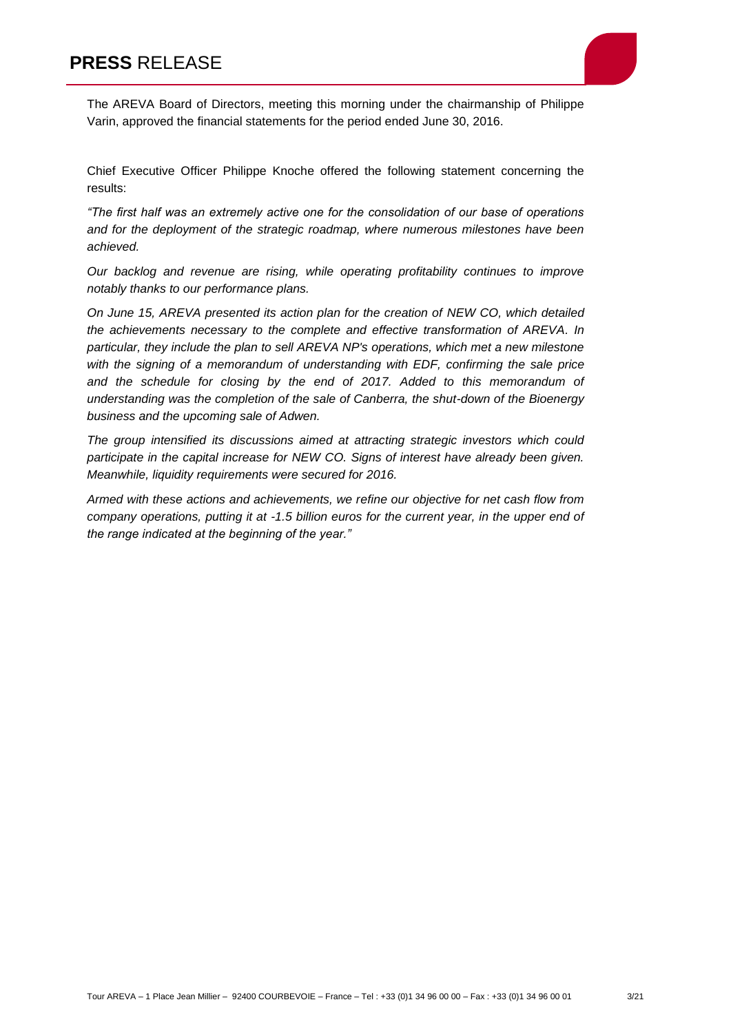The AREVA Board of Directors, meeting this morning under the chairmanship of Philippe Varin, approved the financial statements for the period ended June 30, 2016.

Chief Executive Officer Philippe Knoche offered the following statement concerning the results:

*"The first half was an extremely active one for the consolidation of our base of operations and for the deployment of the strategic roadmap, where numerous milestones have been achieved.*

*Our backlog and revenue are rising, while operating profitability continues to improve notably thanks to our performance plans.*

*On June 15, AREVA presented its action plan for the creation of NEW CO, which detailed the achievements necessary to the complete and effective transformation of AREVA. In particular, they include the plan to sell AREVA NP's operations, which met a new milestone with the signing of a memorandum of understanding with EDF, confirming the sale price and the schedule for closing by the end of 2017. Added to this memorandum of understanding was the completion of the sale of Canberra, the shut-down of the Bioenergy business and the upcoming sale of Adwen.*

*The group intensified its discussions aimed at attracting strategic investors which could participate in the capital increase for NEW CO. Signs of interest have already been given. Meanwhile, liquidity requirements were secured for 2016.*

*Armed with these actions and achievements, we refine our objective for net cash flow from company operations, putting it at -1.5 billion euros for the current year, in the upper end of the range indicated at the beginning of the year."*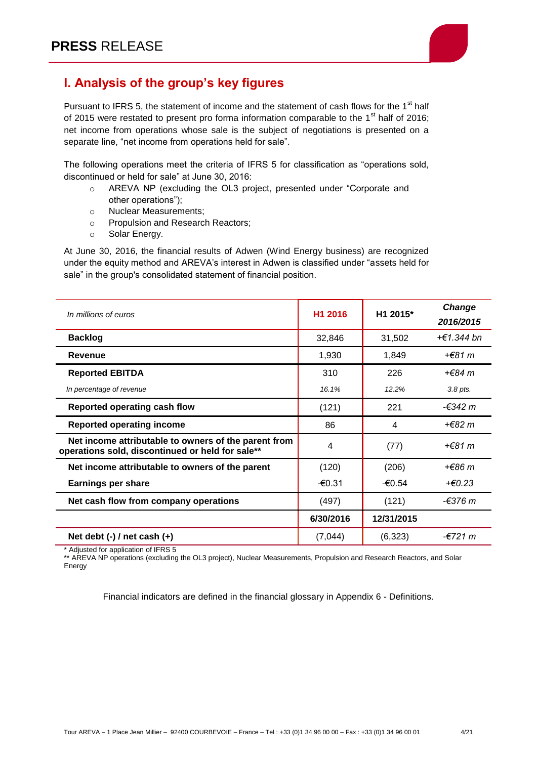# I. Analysis of the group's key figures

Pursuant to IFRS 5, the statement of income and the statement of cash flows for the 1st half of 2015 were restated to present pro forma information comparable to the 1st half of 2016; net income from operations whose sale is the subject of negotiations is presented on a separate line, "net income from operations held for sale".

The following operations meet the criteria of IFRS 5 for classification as "operations sold, discontinued or held for sale" at June 30, 2016:

- AREVA NP (excluding the OL3 project, presented under "Corporate and other operations");
- Nuclear Measurements;
- Propulsion and Research Reactors;
- Solar Energy.

At June 30, 2016, the financial results of Adwen (Wind Energy business) are recognized under the equity method and AREVA's interest in Adwen is classified under "assets held for sale" in the group's consolidated statement of financial position.

| *In millions of euros* | H1 2016 | H1 2015* | ***Change 2016/2015*** |
|---|---|---|---|
| **Backlog** | 32,846 | 31,502 | *+€1.344 bn* |
| **Revenue** | 1,930 | 1,849 | *+€81 m* |
| **Reported EBITDA** | 310 | 226 | *+€84 m* |
| *In percentage of revenue* | *16.1%* | *12.2%* | *3.8 pts.* |
| **Reported operating cash flow** | (121) | 221 | *-€342 m* |
| **Reported operating income** | 86 | 4 | *+€82 m* |
| **Net income attributable to owners of the parent from operations sold, discontinued or held for sale**** | 4 | (77) | *+€81 m* |
| **Net income attributable to owners of the parent** | (120) | (206) | *+€86 m* |
| **Earnings per share** | -€0.31 | -€0.54 | *+€0.23* |
| **Net cash flow from company operations** | (497) | (121) | *-€376 m* |
| | **6/30/2016** | **12/31/2015** | |
| **Net debt (-) / net cash (+)** | (7,044) | (6,323) | *-€721 m* |

\* Adjusted for application of IFRS 5
\** AREVA NP operations (excluding the OL3 project), Nuclear Measurements, Propulsion and Research Reactors, and Solar Energy

Financial indicators are defined in the financial glossary in Appendix 6 - Definitions.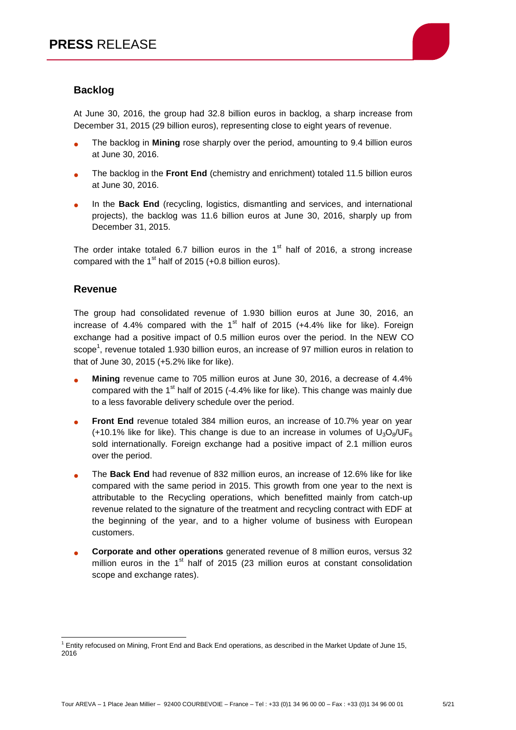## Backlog

At June 30, 2016, the group had 32.8 billion euros in backlog, a sharp increase from December 31, 2015 (29 billion euros), representing close to eight years of revenue.

- The backlog in **Mining** rose sharply over the period, amounting to 9.4 billion euros at June 30, 2016.
- The backlog in the **Front End** (chemistry and enrichment) totaled 11.5 billion euros at June 30, 2016.
- In the **Back End** (recycling, logistics, dismantling and services, and international projects), the backlog was 11.6 billion euros at June 30, 2016, sharply up from December 31, 2015.

The order intake totaled 6.7 billion euros in the 1st half of 2016, a strong increase compared with the 1st half of 2015 (+0.8 billion euros).

## Revenue

The group had consolidated revenue of 1.930 billion euros at June 30, 2016, an increase of 4.4% compared with the 1st half of 2015 (+4.4% like for like). Foreign exchange had a positive impact of 0.5 million euros over the period. In the NEW CO scope[1], revenue totaled 1.930 billion euros, an increase of 97 million euros in relation to that of June 30, 2015 (+5.2% like for like).

- **Mining** revenue came to 705 million euros at June 30, 2016, a decrease of 4.4% compared with the 1st half of 2015 (-4.4% like for like). This change was mainly due to a less favorable delivery schedule over the period.
- **Front End** revenue totaled 384 million euros, an increase of 10.7% year on year (+10.1% like for like). This change is due to an increase in volumes of $U_3O_8/UF_6$ sold internationally. Foreign exchange had a positive impact of 2.1 million euros over the period.
- The **Back End** had revenue of 832 million euros, an increase of 12.6% like for like compared with the same period in 2015. This growth from one year to the next is attributable to the Recycling operations, which benefitted mainly from catch-up revenue related to the signature of the treatment and recycling contract with EDF at the beginning of the year, and to a higher volume of business with European customers.
- **Corporate and other operations** generated revenue of 8 million euros, versus 32 million euros in the 1st half of 2015 (23 million euros at constant consolidation scope and exchange rates).

[1] Entity refocused on Mining, Front End and Back End operations, as described in the Market Update of June 15, 2016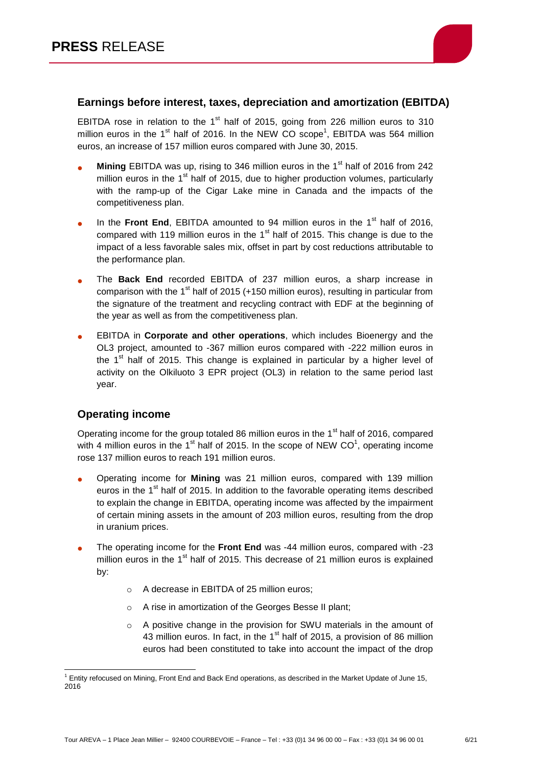## Earnings before interest, taxes, depreciation and amortization (EBITDA)

EBITDA rose in relation to the 1st half of 2015, going from 226 million euros to 310 million euros in the 1st half of 2016. In the NEW CO scope[1], EBITDA was 564 million euros, an increase of 157 million euros compared with June 30, 2015.

- **Mining** EBITDA was up, rising to 346 million euros in the 1st half of 2016 from 242 million euros in the 1st half of 2015, due to higher production volumes, particularly with the ramp-up of the Cigar Lake mine in Canada and the impacts of the competitiveness plan.
- In the **Front End**, EBITDA amounted to 94 million euros in the 1st half of 2016, compared with 119 million euros in the 1st half of 2015. This change is due to the impact of a less favorable sales mix, offset in part by cost reductions attributable to the performance plan.
- The **Back End** recorded EBITDA of 237 million euros, a sharp increase in comparison with the 1st half of 2015 (+150 million euros), resulting in particular from the signature of the treatment and recycling contract with EDF at the beginning of the year as well as from the competitiveness plan.
- EBITDA in **Corporate and other operations**, which includes Bioenergy and the OL3 project, amounted to -367 million euros compared with -222 million euros in the 1st half of 2015. This change is explained in particular by a higher level of activity on the Olkiluoto 3 EPR project (OL3) in relation to the same period last year.

## Operating income

Operating income for the group totaled 86 million euros in the 1st half of 2016, compared with 4 million euros in the 1st half of 2015. In the scope of NEW CO[1], operating income rose 137 million euros to reach 191 million euros.

- Operating income for **Mining** was 21 million euros, compared with 139 million euros in the 1st half of 2015. In addition to the favorable operating items described to explain the change in EBITDA, operating income was affected by the impairment of certain mining assets in the amount of 203 million euros, resulting from the drop in uranium prices.
- The operating income for the **Front End** was -44 million euros, compared with -23 million euros in the 1st half of 2015. This decrease of 21 million euros is explained by:
  - A decrease in EBITDA of 25 million euros;
  - A rise in amortization of the Georges Besse II plant;
  - A positive change in the provision for SWU materials in the amount of 43 million euros. In fact, in the 1st half of 2015, a provision of 86 million euros had been constituted to take into account the impact of the drop

[1] Entity refocused on Mining, Front End and Back End operations, as described in the Market Update of June 15, 2016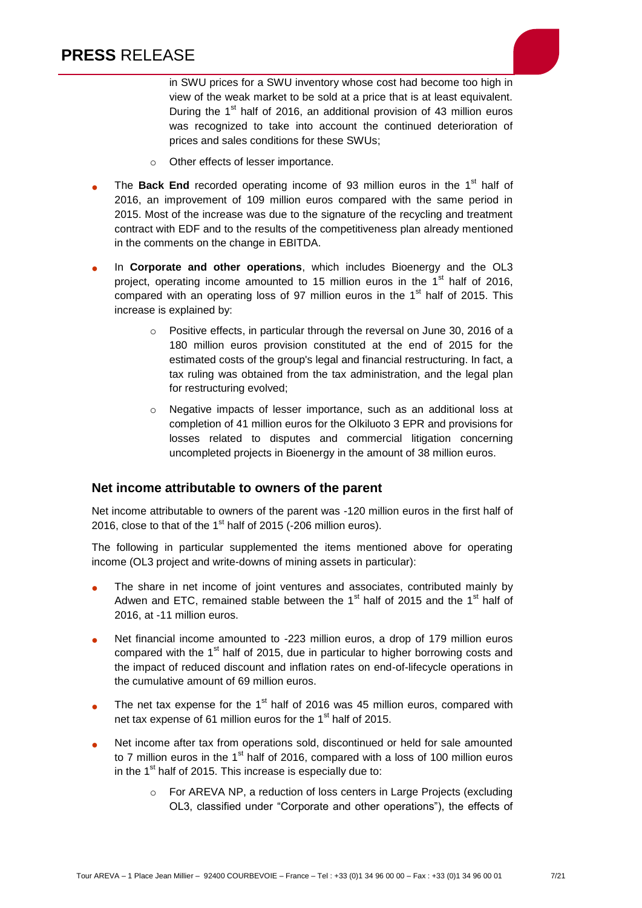in SWU prices for a SWU inventory whose cost had become too high in view of the weak market to be sold at a price that is at least equivalent. During the 1st half of 2016, an additional provision of 43 million euros was recognized to take into account the continued deterioration of prices and sales conditions for these SWUs;

  - Other effects of lesser importance.

- The **Back End** recorded operating income of 93 million euros in the 1st half of 2016, an improvement of 109 million euros compared with the same period in 2015. Most of the increase was due to the signature of the recycling and treatment contract with EDF and to the results of the competitiveness plan already mentioned in the comments on the change in EBITDA.

- In **Corporate and other operations**, which includes Bioenergy and the OL3 project, operating income amounted to 15 million euros in the 1st half of 2016, compared with an operating loss of 97 million euros in the 1st half of 2015. This increase is explained by:

  - Positive effects, in particular through the reversal on June 30, 2016 of a 180 million euros provision constituted at the end of 2015 for the estimated costs of the group's legal and financial restructuring. In fact, a tax ruling was obtained from the tax administration, and the legal plan for restructuring evolved;

  - Negative impacts of lesser importance, such as an additional loss at completion of 41 million euros for the Olkiluoto 3 EPR and provisions for losses related to disputes and commercial litigation concerning uncompleted projects in Bioenergy in the amount of 38 million euros.

## Net income attributable to owners of the parent

Net income attributable to owners of the parent was -120 million euros in the first half of 2016, close to that of the 1st half of 2015 (-206 million euros).

The following in particular supplemented the items mentioned above for operating income (OL3 project and write-downs of mining assets in particular):

- The share in net income of joint ventures and associates, contributed mainly by Adwen and ETC, remained stable between the 1st half of 2015 and the 1st half of 2016, at -11 million euros.

- Net financial income amounted to -223 million euros, a drop of 179 million euros compared with the 1st half of 2015, due in particular to higher borrowing costs and the impact of reduced discount and inflation rates on end-of-lifecycle operations in the cumulative amount of 69 million euros.

- The net tax expense for the 1st half of 2016 was 45 million euros, compared with net tax expense of 61 million euros for the 1st half of 2015.

- Net income after tax from operations sold, discontinued or held for sale amounted to 7 million euros in the 1st half of 2016, compared with a loss of 100 million euros in the 1st half of 2015. This increase is especially due to:

  - For AREVA NP, a reduction of loss centers in Large Projects (excluding OL3, classified under "Corporate and other operations"), the effects of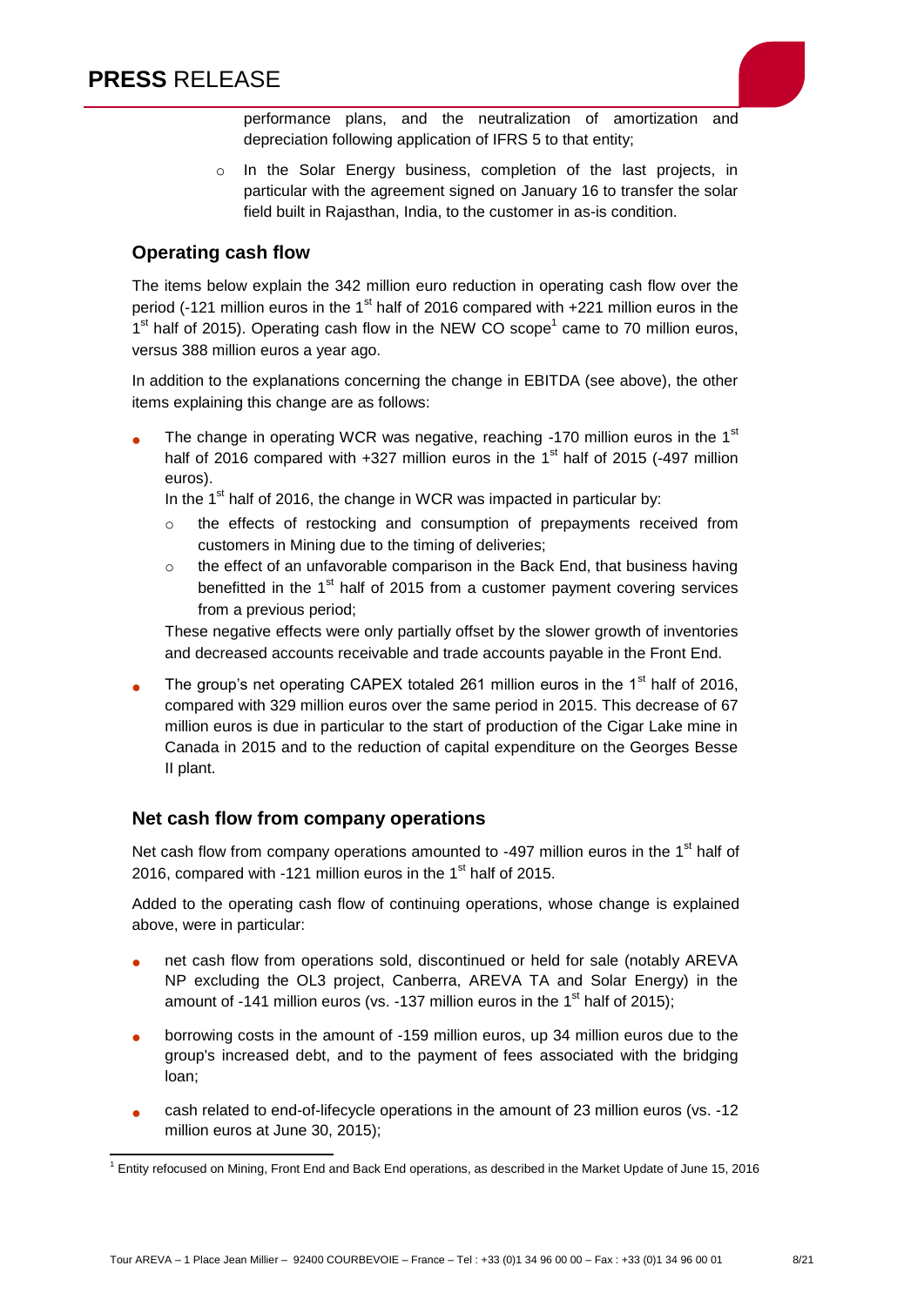performance plans, and the neutralization of amortization and depreciation following application of IFRS 5 to that entity;

- In the Solar Energy business, completion of the last projects, in particular with the agreement signed on January 16 to transfer the solar field built in Rajasthan, India, to the customer in as-is condition.

## Operating cash flow

The items below explain the 342 million euro reduction in operating cash flow over the period (-121 million euros in the 1st half of 2016 compared with +221 million euros in the 1st half of 2015). Operating cash flow in the NEW CO scope[1] came to 70 million euros, versus 388 million euros a year ago.

In addition to the explanations concerning the change in EBITDA (see above), the other items explaining this change are as follows:

- The change in operating WCR was negative, reaching -170 million euros in the 1st half of 2016 compared with +327 million euros in the 1st half of 2015 (-497 million euros).
  In the 1st half of 2016, the change in WCR was impacted in particular by:
  - the effects of restocking and consumption of prepayments received from customers in Mining due to the timing of deliveries;
  - the effect of an unfavorable comparison in the Back End, that business having benefitted in the 1st half of 2015 from a customer payment covering services from a previous period;

  These negative effects were only partially offset by the slower growth of inventories and decreased accounts receivable and trade accounts payable in the Front End.

- The group's net operating CAPEX totaled 261 million euros in the 1st half of 2016, compared with 329 million euros over the same period in 2015. This decrease of 67 million euros is due in particular to the start of production of the Cigar Lake mine in Canada in 2015 and to the reduction of capital expenditure on the Georges Besse II plant.

## Net cash flow from company operations

Net cash flow from company operations amounted to -497 million euros in the 1st half of 2016, compared with -121 million euros in the 1st half of 2015.

Added to the operating cash flow of continuing operations, whose change is explained above, were in particular:

- net cash flow from operations sold, discontinued or held for sale (notably AREVA NP excluding the OL3 project, Canberra, AREVA TA and Solar Energy) in the amount of -141 million euros (vs. -137 million euros in the 1st half of 2015);
- borrowing costs in the amount of -159 million euros, up 34 million euros due to the group's increased debt, and to the payment of fees associated with the bridging loan;
- cash related to end-of-lifecycle operations in the amount of 23 million euros (vs. -12 million euros at June 30, 2015);

[1] Entity refocused on Mining, Front End and Back End operations, as described in the Market Update of June 15, 2016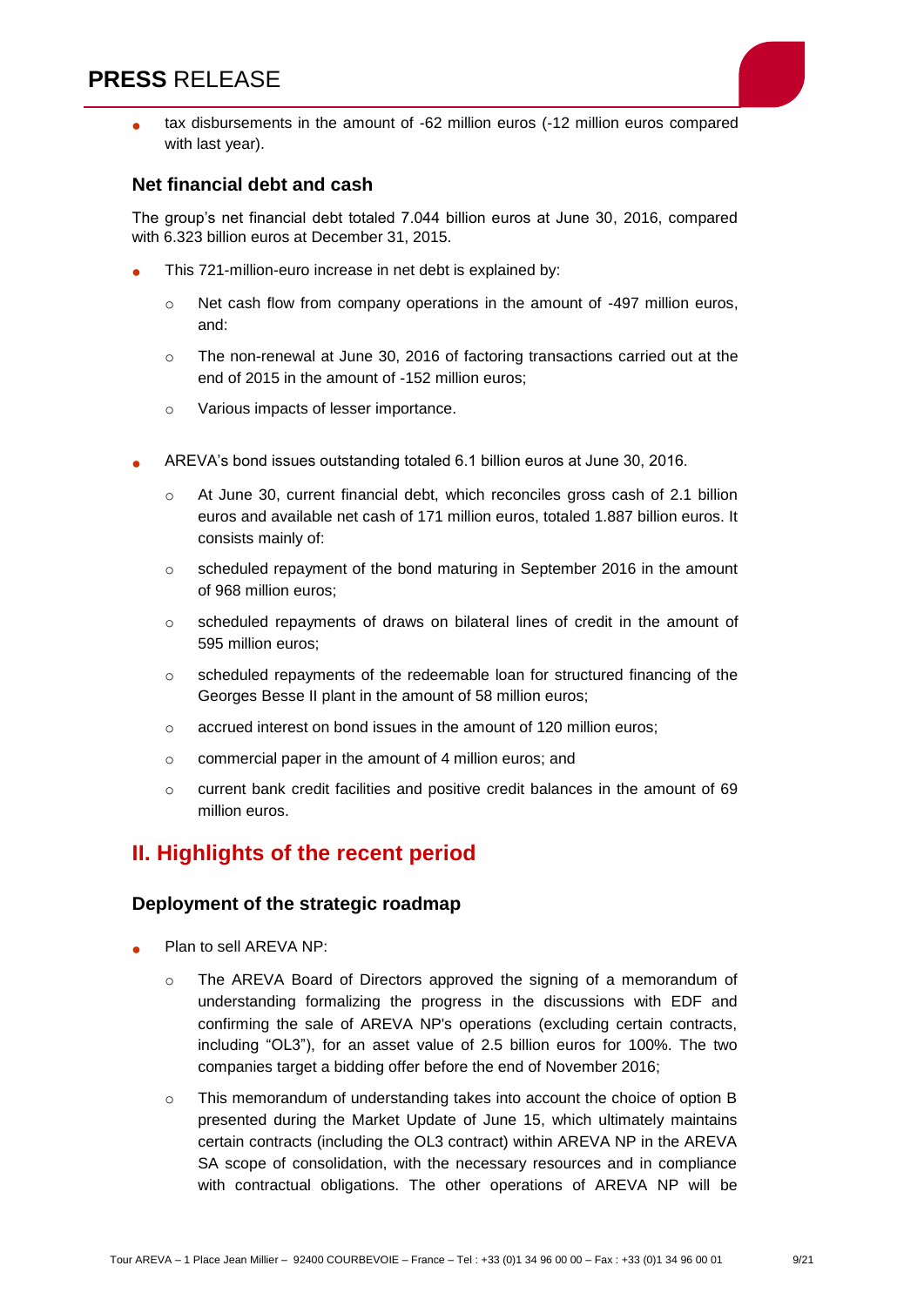- tax disbursements in the amount of -62 million euros (-12 million euros compared with last year).

### Net financial debt and cash

The group's net financial debt totaled 7.044 billion euros at June 30, 2016, compared with 6.323 billion euros at December 31, 2015.

- This 721-million-euro increase in net debt is explained by:
  - Net cash flow from company operations in the amount of -497 million euros, and:
  - The non-renewal at June 30, 2016 of factoring transactions carried out at the end of 2015 in the amount of -152 million euros;
  - Various impacts of lesser importance.

- AREVA's bond issues outstanding totaled 6.1 billion euros at June 30, 2016.
  - At June 30, current financial debt, which reconciles gross cash of 2.1 billion euros and available net cash of 171 million euros, totaled 1.887 billion euros. It consists mainly of:
  - scheduled repayment of the bond maturing in September 2016 in the amount of 968 million euros;
  - scheduled repayments of draws on bilateral lines of credit in the amount of 595 million euros;
  - scheduled repayments of the redeemable loan for structured financing of the Georges Besse II plant in the amount of 58 million euros;
  - accrued interest on bond issues in the amount of 120 million euros;
  - commercial paper in the amount of 4 million euros; and
  - current bank credit facilities and positive credit balances in the amount of 69 million euros.

## II. Highlights of the recent period

### Deployment of the strategic roadmap

- Plan to sell AREVA NP:
  - The AREVA Board of Directors approved the signing of a memorandum of understanding formalizing the progress in the discussions with EDF and confirming the sale of AREVA NP's operations (excluding certain contracts, including "OL3"), for an asset value of 2.5 billion euros for 100%. The two companies target a bidding offer before the end of November 2016;
  - This memorandum of understanding takes into account the choice of option B presented during the Market Update of June 15, which ultimately maintains certain contracts (including the OL3 contract) within AREVA NP in the AREVA SA scope of consolidation, with the necessary resources and in compliance with contractual obligations. The other operations of AREVA NP will be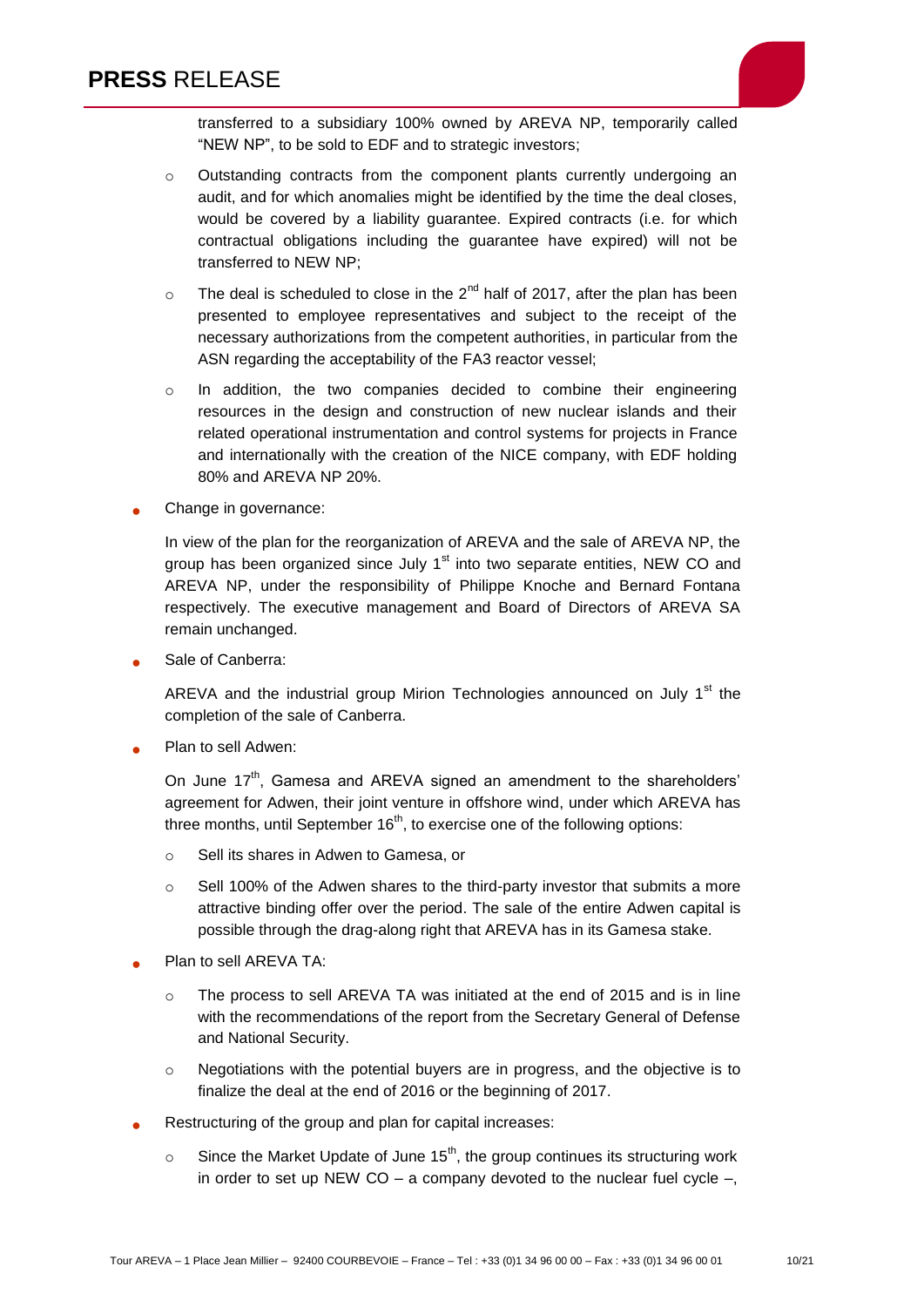transferred to a subsidiary 100% owned by AREVA NP, temporarily called "NEW NP", to be sold to EDF and to strategic investors;

    - Outstanding contracts from the component plants currently undergoing an audit, and for which anomalies might be identified by the time the deal closes, would be covered by a liability guarantee. Expired contracts (i.e. for which contractual obligations including the guarantee have expired) will not be transferred to NEW NP;
    - The deal is scheduled to close in the 2nd half of 2017, after the plan has been presented to employee representatives and subject to the receipt of the necessary authorizations from the competent authorities, in particular from the ASN regarding the acceptability of the FA3 reactor vessel;
    - In addition, the two companies decided to combine their engineering resources in the design and construction of new nuclear islands and their related operational instrumentation and control systems for projects in France and internationally with the creation of the NICE company, with EDF holding 80% and AREVA NP 20%.

- Change in governance:

  In view of the plan for the reorganization of AREVA and the sale of AREVA NP, the group has been organized since July 1st into two separate entities, NEW CO and AREVA NP, under the responsibility of Philippe Knoche and Bernard Fontana respectively. The executive management and Board of Directors of AREVA SA remain unchanged.

- Sale of Canberra:

  AREVA and the industrial group Mirion Technologies announced on July 1st the completion of the sale of Canberra.

- Plan to sell Adwen:

  On June 17th, Gamesa and AREVA signed an amendment to the shareholders' agreement for Adwen, their joint venture in offshore wind, under which AREVA has three months, until September 16th, to exercise one of the following options:

    - Sell its shares in Adwen to Gamesa, or
    - Sell 100% of the Adwen shares to the third-party investor that submits a more attractive binding offer over the period. The sale of the entire Adwen capital is possible through the drag-along right that AREVA has in its Gamesa stake.

- Plan to sell AREVA TA:

    - The process to sell AREVA TA was initiated at the end of 2015 and is in line with the recommendations of the report from the Secretary General of Defense and National Security.
    - Negotiations with the potential buyers are in progress, and the objective is to finalize the deal at the end of 2016 or the beginning of 2017.

- Restructuring of the group and plan for capital increases:

    - Since the Market Update of June 15th, the group continues its structuring work in order to set up NEW CO – a company devoted to the nuclear fuel cycle –,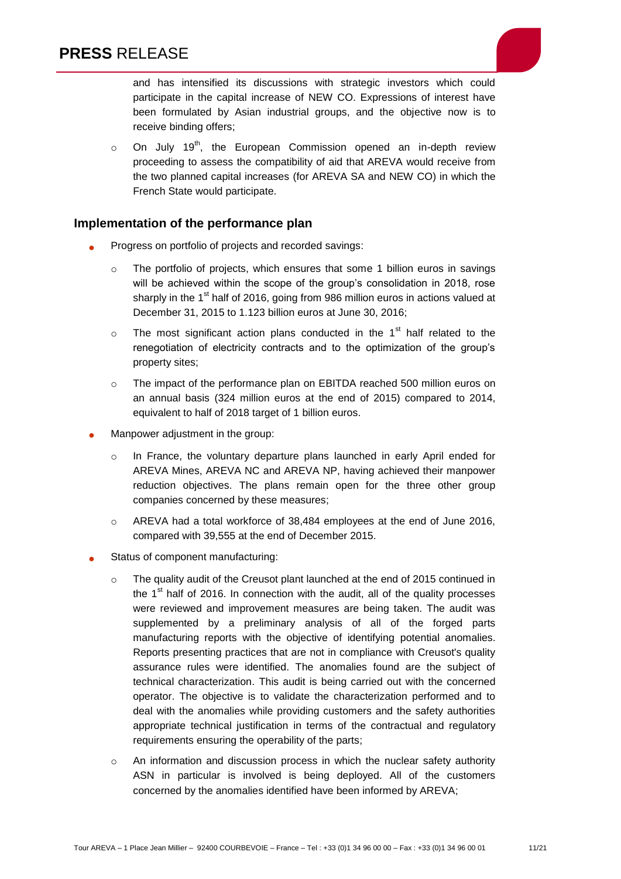and has intensified its discussions with strategic investors which could participate in the capital increase of NEW CO. Expressions of interest have been formulated by Asian industrial groups, and the objective now is to receive binding offers;

  - On July 19th, the European Commission opened an in-depth review proceeding to assess the compatibility of aid that AREVA would receive from the two planned capital increases (for AREVA SA and NEW CO) in which the French State would participate.

## Implementation of the performance plan

- Progress on portfolio of projects and recorded savings:
  - The portfolio of projects, which ensures that some 1 billion euros in savings will be achieved within the scope of the group's consolidation in 2018, rose sharply in the 1st half of 2016, going from 986 million euros in actions valued at December 31, 2015 to 1.123 billion euros at June 30, 2016;
  - The most significant action plans conducted in the 1st half related to the renegotiation of electricity contracts and to the optimization of the group's property sites;
  - The impact of the performance plan on EBITDA reached 500 million euros on an annual basis (324 million euros at the end of 2015) compared to 2014, equivalent to half of 2018 target of 1 billion euros.
- Manpower adjustment in the group:
  - In France, the voluntary departure plans launched in early April ended for AREVA Mines, AREVA NC and AREVA NP, having achieved their manpower reduction objectives. The plans remain open for the three other group companies concerned by these measures;
  - AREVA had a total workforce of 38,484 employees at the end of June 2016, compared with 39,555 at the end of December 2015.
- Status of component manufacturing:
  - The quality audit of the Creusot plant launched at the end of 2015 continued in the 1st half of 2016. In connection with the audit, all of the quality processes were reviewed and improvement measures are being taken. The audit was supplemented by a preliminary analysis of all of the forged parts manufacturing reports with the objective of identifying potential anomalies. Reports presenting practices that are not in compliance with Creusot's quality assurance rules were identified. The anomalies found are the subject of technical characterization. This audit is being carried out with the concerned operator. The objective is to validate the characterization performed and to deal with the anomalies while providing customers and the safety authorities appropriate technical justification in terms of the contractual and regulatory requirements ensuring the operability of the parts;
  - An information and discussion process in which the nuclear safety authority ASN in particular is involved is being deployed. All of the customers concerned by the anomalies identified have been informed by AREVA;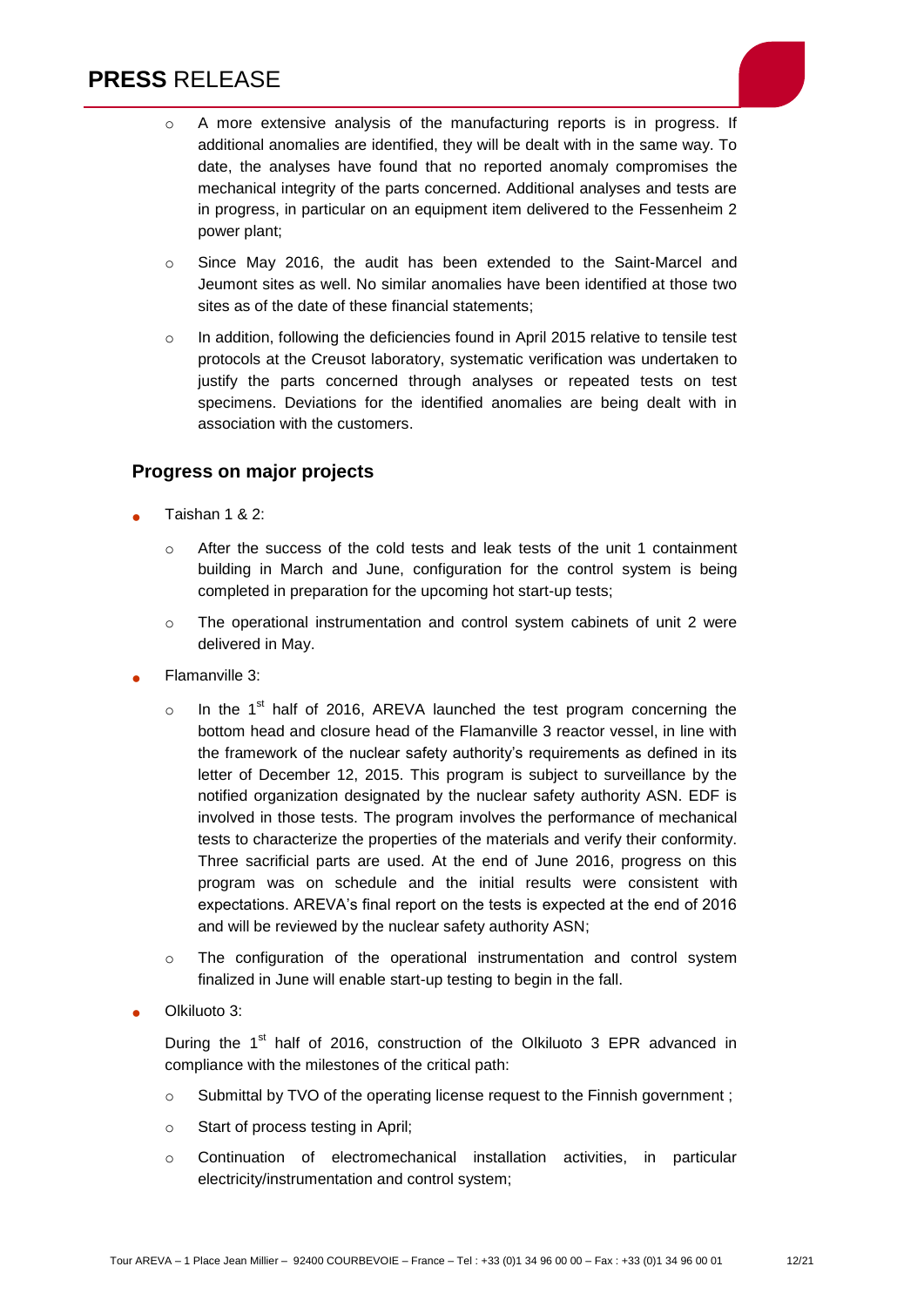- A more extensive analysis of the manufacturing reports is in progress. If additional anomalies are identified, they will be dealt with in the same way. To date, the analyses have found that no reported anomaly compromises the mechanical integrity of the parts concerned. Additional analyses and tests are in progress, in particular on an equipment item delivered to the Fessenheim 2 power plant;
- Since May 2016, the audit has been extended to the Saint-Marcel and Jeumont sites as well. No similar anomalies have been identified at those two sites as of the date of these financial statements;
- In addition, following the deficiencies found in April 2015 relative to tensile test protocols at the Creusot laboratory, systematic verification was undertaken to justify the parts concerned through analyses or repeated tests on test specimens. Deviations for the identified anomalies are being dealt with in association with the customers.

### Progress on major projects

- Taishan 1 & 2:
  - After the success of the cold tests and leak tests of the unit 1 containment building in March and June, configuration for the control system is being completed in preparation for the upcoming hot start-up tests;
  - The operational instrumentation and control system cabinets of unit 2 were delivered in May.
- Flamanville 3:
  - In the 1st half of 2016, AREVA launched the test program concerning the bottom head and closure head of the Flamanville 3 reactor vessel, in line with the framework of the nuclear safety authority's requirements as defined in its letter of December 12, 2015. This program is subject to surveillance by the notified organization designated by the nuclear safety authority ASN. EDF is involved in those tests. The program involves the performance of mechanical tests to characterize the properties of the materials and verify their conformity. Three sacrificial parts are used. At the end of June 2016, progress on this program was on schedule and the initial results were consistent with expectations. AREVA's final report on the tests is expected at the end of 2016 and will be reviewed by the nuclear safety authority ASN;
  - The configuration of the operational instrumentation and control system finalized in June will enable start-up testing to begin in the fall.
- Olkiluoto 3:

  During the 1st half of 2016, construction of the Olkiluoto 3 EPR advanced in compliance with the milestones of the critical path:

  - Submittal by TVO of the operating license request to the Finnish government ;
  - Start of process testing in April;
  - Continuation of electromechanical installation activities, in particular electricity/instrumentation and control system;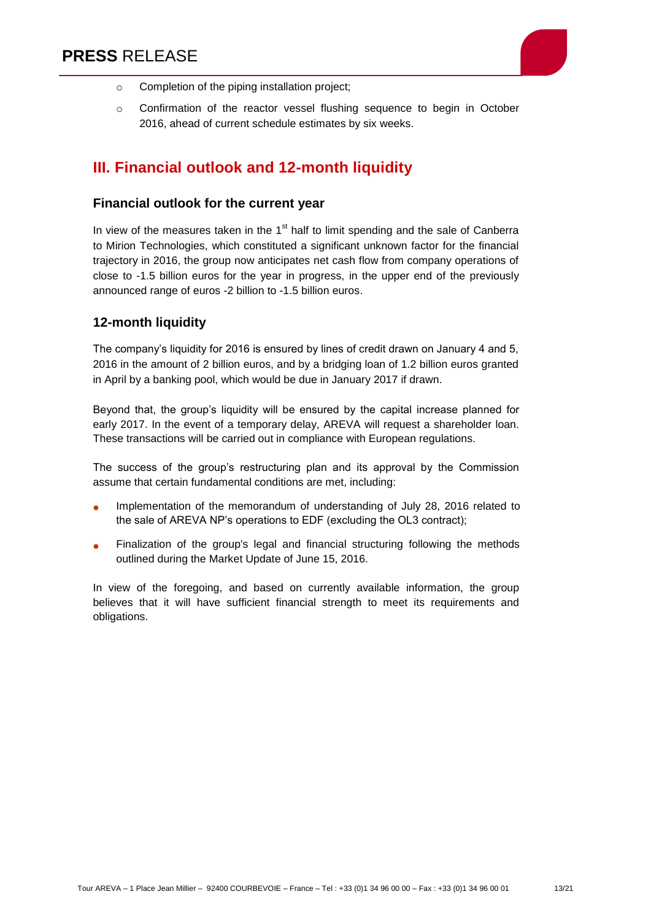- Completion of the piping installation project;
- Confirmation of the reactor vessel flushing sequence to begin in October 2016, ahead of current schedule estimates by six weeks.

## III. Financial outlook and 12-month liquidity

### Financial outlook for the current year

In view of the measures taken in the 1st half to limit spending and the sale of Canberra to Mirion Technologies, which constituted a significant unknown factor for the financial trajectory in 2016, the group now anticipates net cash flow from company operations of close to -1.5 billion euros for the year in progress, in the upper end of the previously announced range of euros -2 billion to -1.5 billion euros.

### 12-month liquidity

The company's liquidity for 2016 is ensured by lines of credit drawn on January 4 and 5, 2016 in the amount of 2 billion euros, and by a bridging loan of 1.2 billion euros granted in April by a banking pool, which would be due in January 2017 if drawn.

Beyond that, the group's liquidity will be ensured by the capital increase planned for early 2017. In the event of a temporary delay, AREVA will request a shareholder loan. These transactions will be carried out in compliance with European regulations.

The success of the group's restructuring plan and its approval by the Commission assume that certain fundamental conditions are met, including:

- Implementation of the memorandum of understanding of July 28, 2016 related to the sale of AREVA NP's operations to EDF (excluding the OL3 contract);
- Finalization of the group's legal and financial structuring following the methods outlined during the Market Update of June 15, 2016.

In view of the foregoing, and based on currently available information, the group believes that it will have sufficient financial strength to meet its requirements and obligations.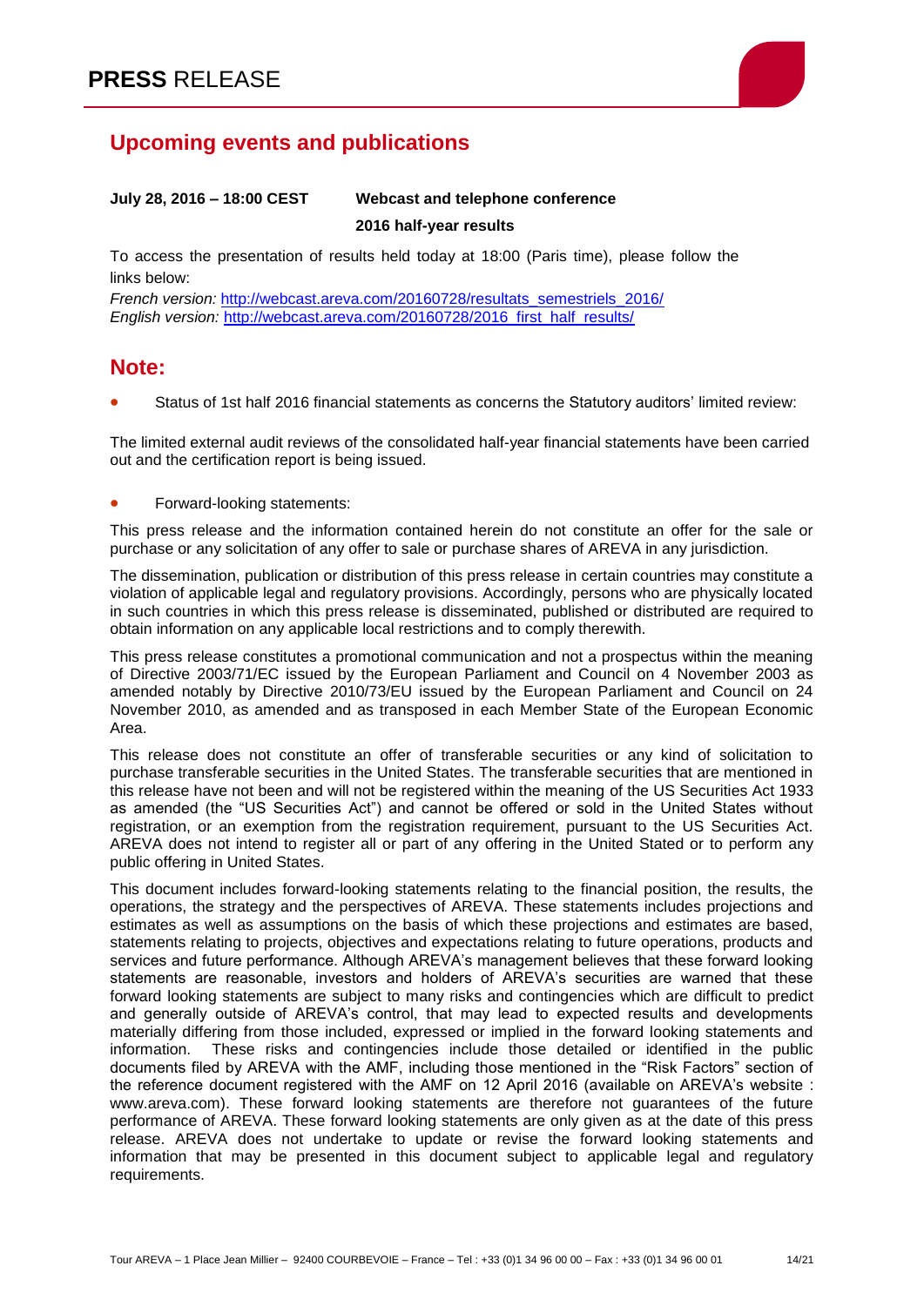## Upcoming events and publications

**July 28, 2016 – 18:00 CEST** **Webcast and telephone conference**

**2016 half-year results**

To access the presentation of results held today at 18:00 (Paris time), please follow the links below:

*French version:* http://webcast.areva.com/20160728/resultats_semestriels_2016/
*English version:* http://webcast.areva.com/20160728/2016_first_half_results/

## Note:

- Status of 1st half 2016 financial statements as concerns the Statutory auditors' limited review:

The limited external audit reviews of the consolidated half-year financial statements have been carried out and the certification report is being issued.

- Forward-looking statements:

This press release and the information contained herein do not constitute an offer for the sale or purchase or any solicitation of any offer to sale or purchase shares of AREVA in any jurisdiction.

The dissemination, publication or distribution of this press release in certain countries may constitute a violation of applicable legal and regulatory provisions. Accordingly, persons who are physically located in such countries in which this press release is disseminated, published or distributed are required to obtain information on any applicable local restrictions and to comply therewith.

This press release constitutes a promotional communication and not a prospectus within the meaning of Directive 2003/71/EC issued by the European Parliament and Council on 4 November 2003 as amended notably by Directive 2010/73/EU issued by the European Parliament and Council on 24 November 2010, as amended and as transposed in each Member State of the European Economic Area.

This release does not constitute an offer of transferable securities or any kind of solicitation to purchase transferable securities in the United States. The transferable securities that are mentioned in this release have not been and will not be registered within the meaning of the US Securities Act 1933 as amended (the "US Securities Act") and cannot be offered or sold in the United States without registration, or an exemption from the registration requirement, pursuant to the US Securities Act. AREVA does not intend to register all or part of any offering in the United Stated or to perform any public offering in United States.

This document includes forward-looking statements relating to the financial position, the results, the operations, the strategy and the perspectives of AREVA. These statements includes projections and estimates as well as assumptions on the basis of which these projections and estimates are based, statements relating to projects, objectives and expectations relating to future operations, products and services and future performance. Although AREVA's management believes that these forward looking statements are reasonable, investors and holders of AREVA's securities are warned that these forward looking statements are subject to many risks and contingencies which are difficult to predict and generally outside of AREVA's control, that may lead to expected results and developments materially differing from those included, expressed or implied in the forward looking statements and information. These risks and contingencies include those detailed or identified in the public documents filed by AREVA with the AMF, including those mentioned in the "Risk Factors" section of the reference document registered with the AMF on 12 April 2016 (available on AREVA's website : www.areva.com). These forward looking statements are therefore not guarantees of the future performance of AREVA. These forward looking statements are only given as at the date of this press release. AREVA does not undertake to update or revise the forward looking statements and information that may be presented in this document subject to applicable legal and regulatory requirements.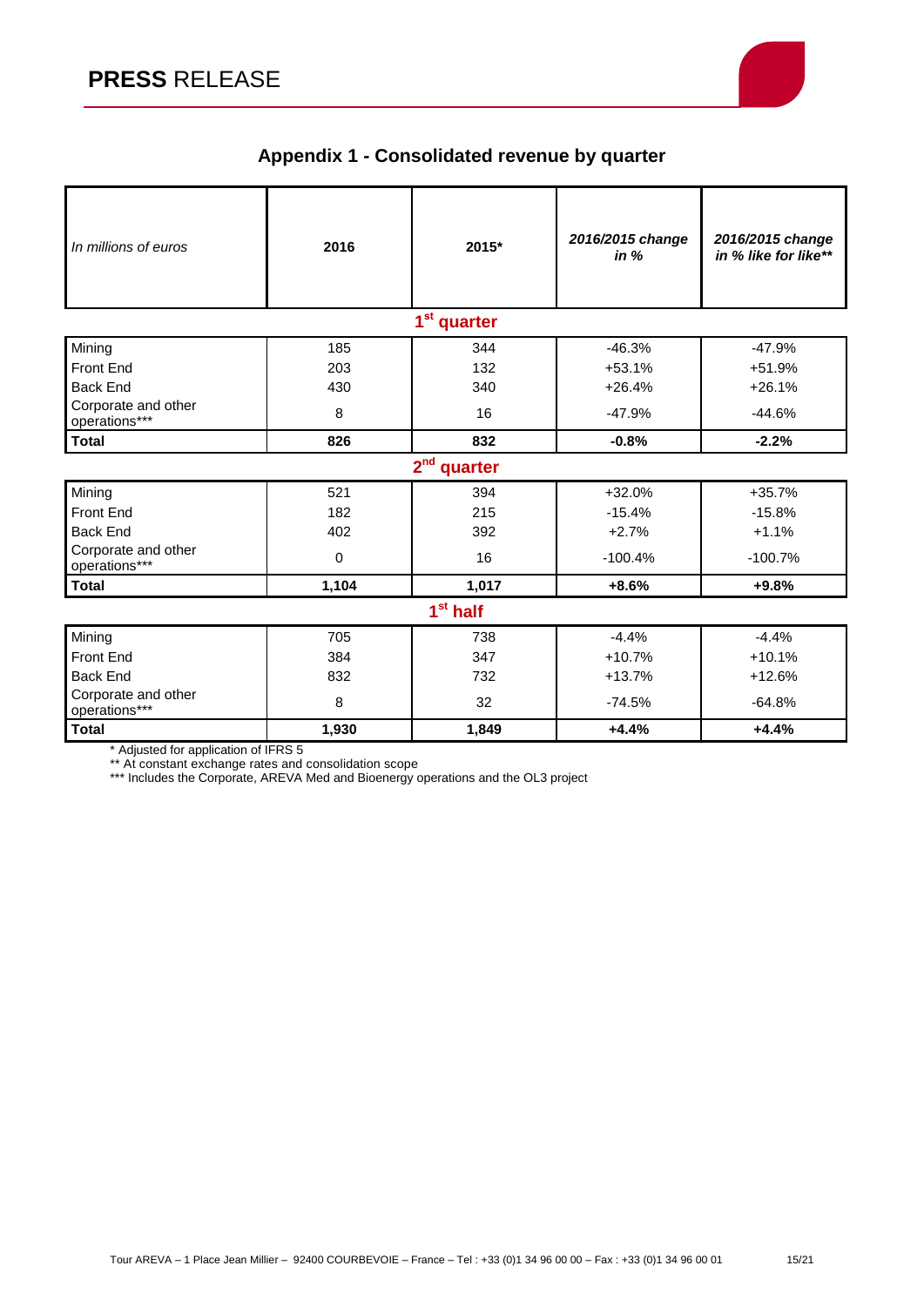## Appendix 1 - Consolidated revenue by quarter

| *In millions of euros* | **2016** | **2015*** | ***2016/2015 change in %*** | ***2016/2015 change in % like for like**** |
|---|---|---|---|---|
| **1st quarter** | | | | |
| Mining | 185 | 344 | -46.3% | -47.9% |
| Front End | 203 | 132 | +53.1% | +51.9% |
| Back End | 430 | 340 | +26.4% | +26.1% |
| Corporate and other operations*** | 8 | 16 | -47.9% | -44.6% |
| **Total** | **826** | **832** | **-0.8%** | **-2.2%** |
| **2nd quarter** | | | | |
| Mining | 521 | 394 | +32.0% | +35.7% |
| Front End | 182 | 215 | -15.4% | -15.8% |
| Back End | 402 | 392 | +2.7% | +1.1% |
| Corporate and other operations*** | 0 | 16 | -100.4% | -100.7% |
| **Total** | **1,104** | **1,017** | **+8.6%** | **+9.8%** |
| **1st half** | | | | |
| Mining | 705 | 738 | -4.4% | -4.4% |
| Front End | 384 | 347 | +10.7% | +10.1% |
| Back End | 832 | 732 | +13.7% | +12.6% |
| Corporate and other operations*** | 8 | 32 | -74.5% | -64.8% |
| **Total** | **1,930** | **1,849** | **+4.4%** | **+4.4%** |

\* Adjusted for application of IFRS 5

\*\* At constant exchange rates and consolidation scope

\*\*\* Includes the Corporate, AREVA Med and Bioenergy operations and the OL3 project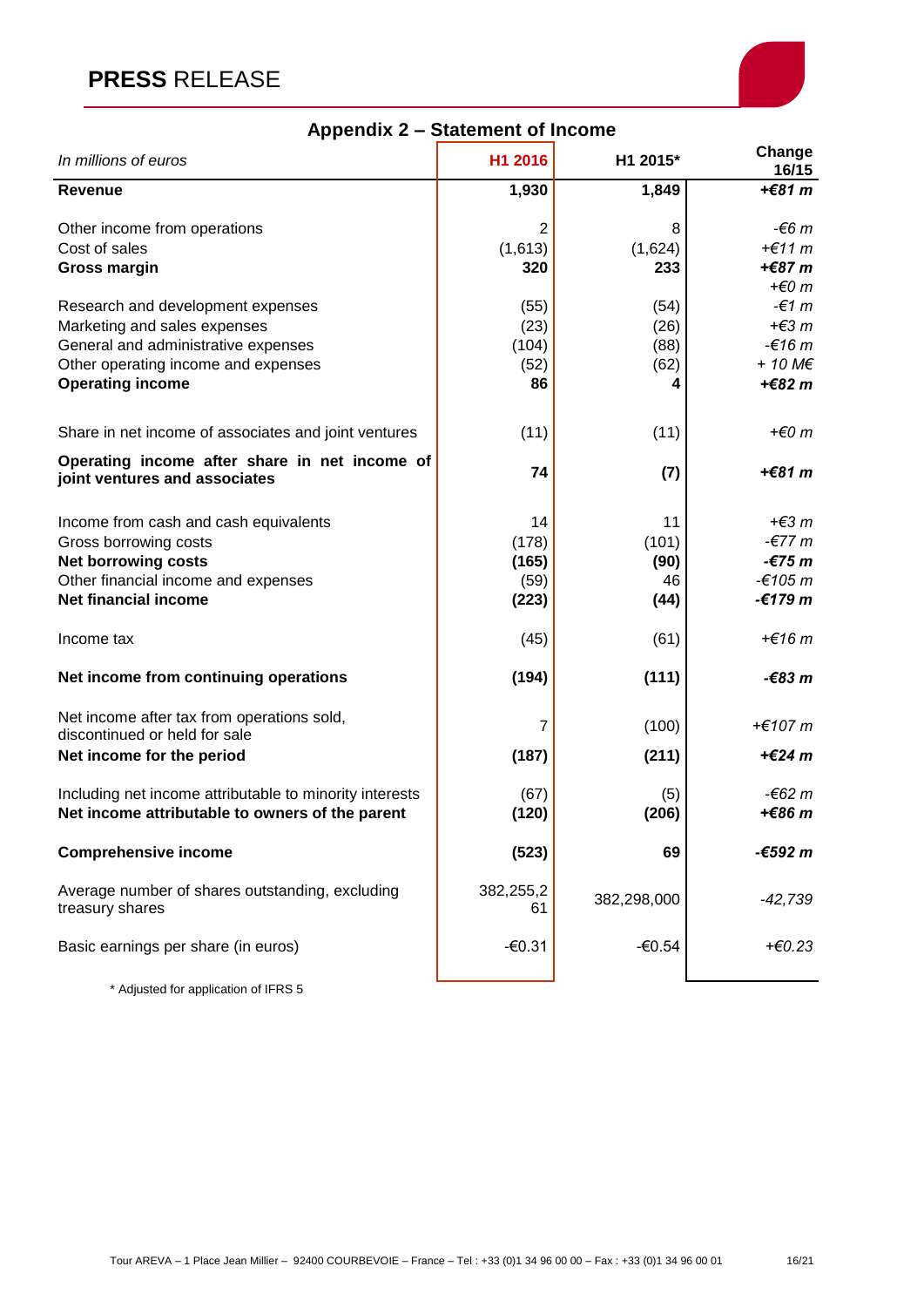**PRESS** RELEASE

## Appendix 2 – Statement of Income

| *In millions of euros* | H1 2016 | H1 2015* | Change 16/15 |
|---|---|---|---|
| **Revenue** | **1,930** | **1,849** | ***+€81 m*** |
| Other income from operations | 2 | 8 | *-€6 m* |
| Cost of sales | (1,613) | (1,624) | *+€11 m* |
| **Gross margin** | **320** | **233** | ***+€87 m*** |
| | | | *+€0 m* |
| Research and development expenses | (55) | (54) | *-€1 m* |
| Marketing and sales expenses | (23) | (26) | *+€3 m* |
| General and administrative expenses | (104) | (88) | *-€16 m* |
| Other operating income and expenses | (52) | (62) | *+ 10 M€* |
| **Operating income** | **86** | **4** | ***+€82 m*** |
| Share in net income of associates and joint ventures | (11) | (11) | *+€0 m* |
| **Operating income after share in net income of joint ventures and associates** | **74** | **(7)** | ***+€81 m*** |
| Income from cash and cash equivalents | 14 | 11 | *+€3 m* |
| Gross borrowing costs | (178) | (101) | *-€77 m* |
| **Net borrowing costs** | **(165)** | **(90)** | ***-€75 m*** |
| Other financial income and expenses | (59) | 46 | *-€105 m* |
| **Net financial income** | **(223)** | **(44)** | ***-€179 m*** |
| Income tax | (45) | (61) | *+€16 m* |
| **Net income from continuing operations** | **(194)** | **(111)** | ***-€83 m*** |
| Net income after tax from operations sold, discontinued or held for sale | 7 | (100) | *+€107 m* |
| **Net income for the period** | **(187)** | **(211)** | ***+€24 m*** |
| Including net income attributable to minority interests | (67) | (5) | *-€62 m* |
| **Net income attributable to owners of the parent** | **(120)** | **(206)** | ***+€86 m*** |
| **Comprehensive income** | **(523)** | **69** | ***-€592 m*** |
| Average number of shares outstanding, excluding treasury shares | 382,255,261 | 382,298,000 | *-42,739* |
| Basic earnings per share (in euros) | -€0.31 | -€0.54 | *+€0.23* |

\* Adjusted for application of IFRS 5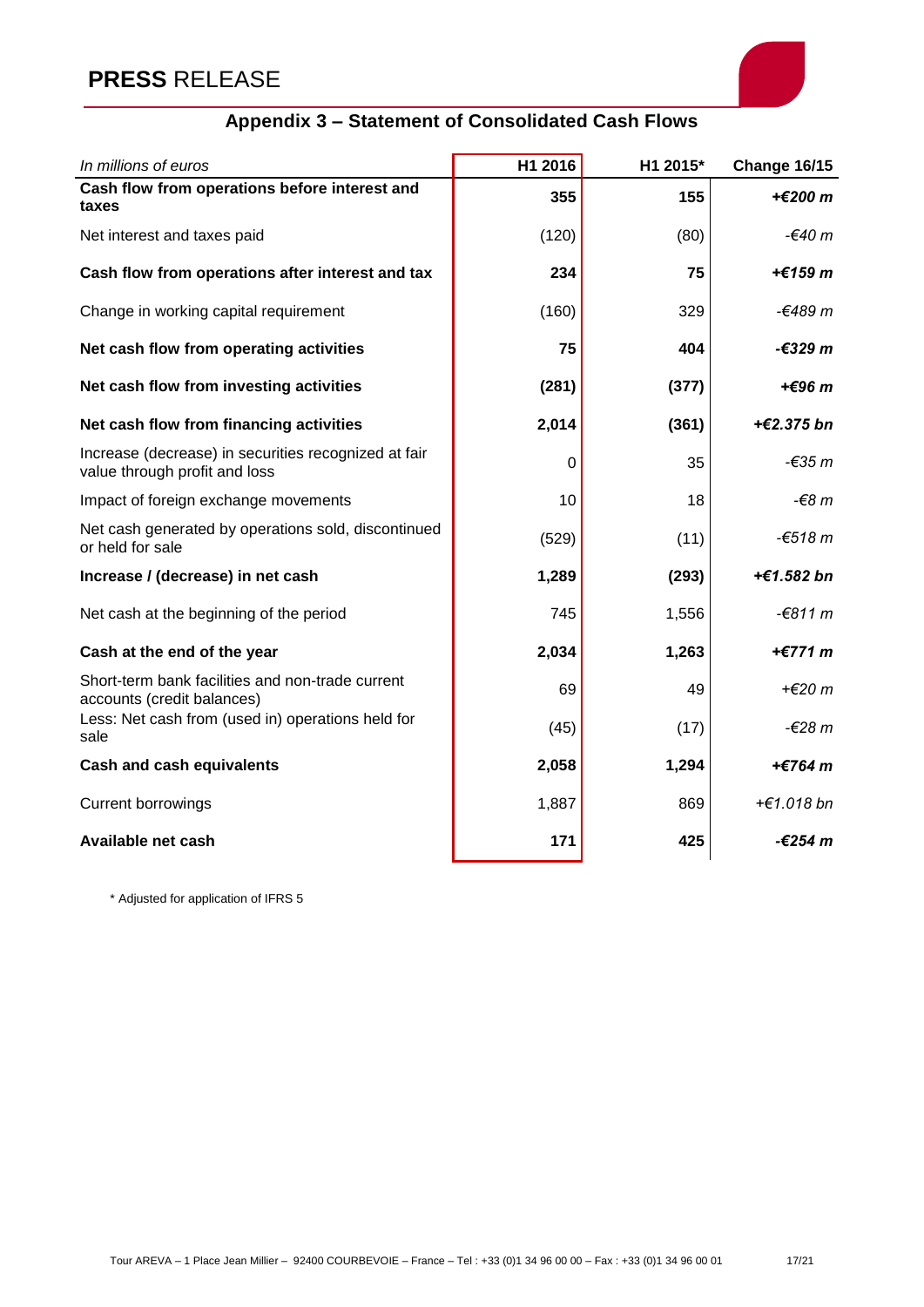## Appendix 3 – Statement of Consolidated Cash Flows

| *In millions of euros* | H1 2016 | H1 2015* | Change 16/15 |
|---|---|---|---|
| **Cash flow from operations before interest and taxes** | **355** | **155** | ***+€200 m*** |
| Net interest and taxes paid | (120) | (80) | *-€40 m* |
| **Cash flow from operations after interest and tax** | **234** | **75** | ***+€159 m*** |
| Change in working capital requirement | (160) | 329 | *-€489 m* |
| **Net cash flow from operating activities** | **75** | **404** | ***-€329 m*** |
| **Net cash flow from investing activities** | **(281)** | **(377)** | ***+€96 m*** |
| **Net cash flow from financing activities** | **2,014** | **(361)** | ***+€2.375 bn*** |
| Increase (decrease) in securities recognized at fair value through profit and loss | 0 | 35 | *-€35 m* |
| Impact of foreign exchange movements | 10 | 18 | *-€8 m* |
| Net cash generated by operations sold, discontinued or held for sale | (529) | (11) | *-€518 m* |
| **Increase / (decrease) in net cash** | **1,289** | **(293)** | ***+€1.582 bn*** |
| Net cash at the beginning of the period | 745 | 1,556 | *-€811 m* |
| **Cash at the end of the year** | **2,034** | **1,263** | ***+€771 m*** |
| Short-term bank facilities and non-trade current accounts (credit balances) | 69 | 49 | *+€20 m* |
| Less: Net cash from (used in) operations held for sale | (45) | (17) | *-€28 m* |
| **Cash and cash equivalents** | **2,058** | **1,294** | ***+€764 m*** |
| Current borrowings | 1,887 | 869 | *+€1.018 bn* |
| **Available net cash** | **171** | **425** | ***-€254 m*** |

\* Adjusted for application of IFRS 5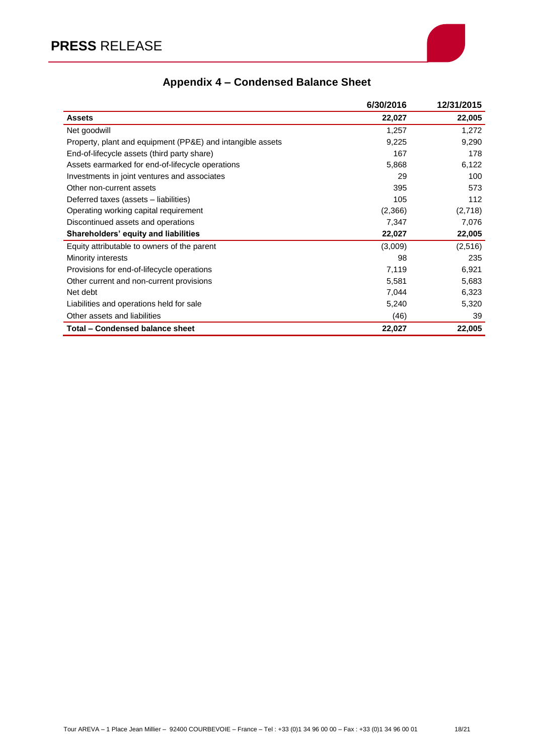## Appendix 4 – Condensed Balance Sheet

| | 6/30/2016 | 12/31/2015 |
|---|---|---|
| **Assets** | **22,027** | **22,005** |
| Net goodwill | 1,257 | 1,272 |
| Property, plant and equipment (PP&E) and intangible assets | 9,225 | 9,290 |
| End-of-lifecycle assets (third party share) | 167 | 178 |
| Assets earmarked for end-of-lifecycle operations | 5,868 | 6,122 |
| Investments in joint ventures and associates | 29 | 100 |
| Other non-current assets | 395 | 573 |
| Deferred taxes (assets – liabilities) | 105 | 112 |
| Operating working capital requirement | (2,366) | (2,718) |
| Discontinued assets and operations | 7,347 | 7,076 |
| **Shareholders' equity and liabilities** | **22,027** | **22,005** |
| Equity attributable to owners of the parent | (3,009) | (2,516) |
| Minority interests | 98 | 235 |
| Provisions for end-of-lifecycle operations | 7,119 | 6,921 |
| Other current and non-current provisions | 5,581 | 5,683 |
| Net debt | 7,044 | 6,323 |
| Liabilities and operations held for sale | 5,240 | 5,320 |
| Other assets and liabilities | (46) | 39 |
| **Total – Condensed balance sheet** | **22,027** | **22,005** |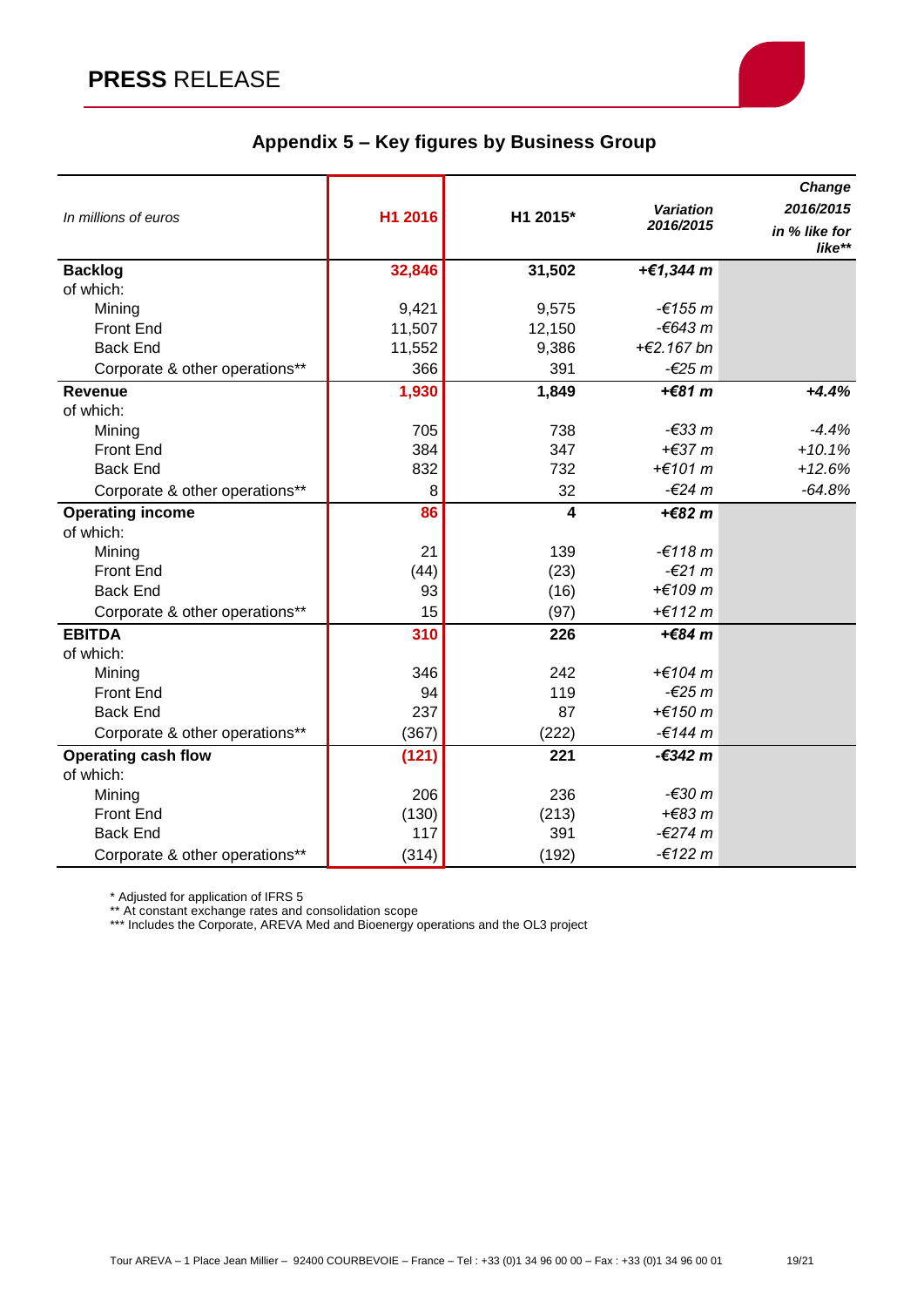## Appendix 5 – Key figures by Business Group

| *In millions of euros* | H1 2016 | H1 2015* | *Variation 2016/2015* | *Change 2016/2015 in % like for like*** |
|---|---|---|---|---|
| **Backlog** | **32,846** | **31,502** | ***+€1,344 m*** | |
| of which: | | | | |
| Mining | 9,421 | 9,575 | *-€155 m* | |
| Front End | 11,507 | 12,150 | *-€643 m* | |
| Back End | 11,552 | 9,386 | *+€2.167 bn* | |
| Corporate & other operations** | 366 | 391 | *-€25 m* | |
| **Revenue** | **1,930** | **1,849** | ***+€81 m*** | ***+4.4%*** |
| of which: | | | | |
| Mining | 705 | 738 | *-€33 m* | *-4.4%* |
| Front End | 384 | 347 | *+€37 m* | *+10.1%* |
| Back End | 832 | 732 | *+€101 m* | *+12.6%* |
| Corporate & other operations** | 8 | 32 | *-€24 m* | *-64.8%* |
| **Operating income** | **86** | **4** | ***+€82 m*** | |
| of which: | | | | |
| Mining | 21 | 139 | *-€118 m* | |
| Front End | (44) | (23) | *-€21 m* | |
| Back End | 93 | (16) | *+€109 m* | |
| Corporate & other operations** | 15 | (97) | *+€112 m* | |
| **EBITDA** | **310** | **226** | ***+€84 m*** | |
| of which: | | | | |
| Mining | 346 | 242 | *+€104 m* | |
| Front End | 94 | 119 | *-€25 m* | |
| Back End | 237 | 87 | *+€150 m* | |
| Corporate & other operations** | (367) | (222) | *-€144 m* | |
| **Operating cash flow** | **(121)** | **221** | ***-€342 m*** | |
| of which: | | | | |
| Mining | 206 | 236 | *-€30 m* | |
| Front End | (130) | (213) | *+€83 m* | |
| Back End | 117 | 391 | *-€274 m* | |
| Corporate & other operations** | (314) | (192) | *-€122 m* | |

\* Adjusted for application of IFRS 5
\*\* At constant exchange rates and consolidation scope
\*\*\* Includes the Corporate, AREVA Med and Bioenergy operations and the OL3 project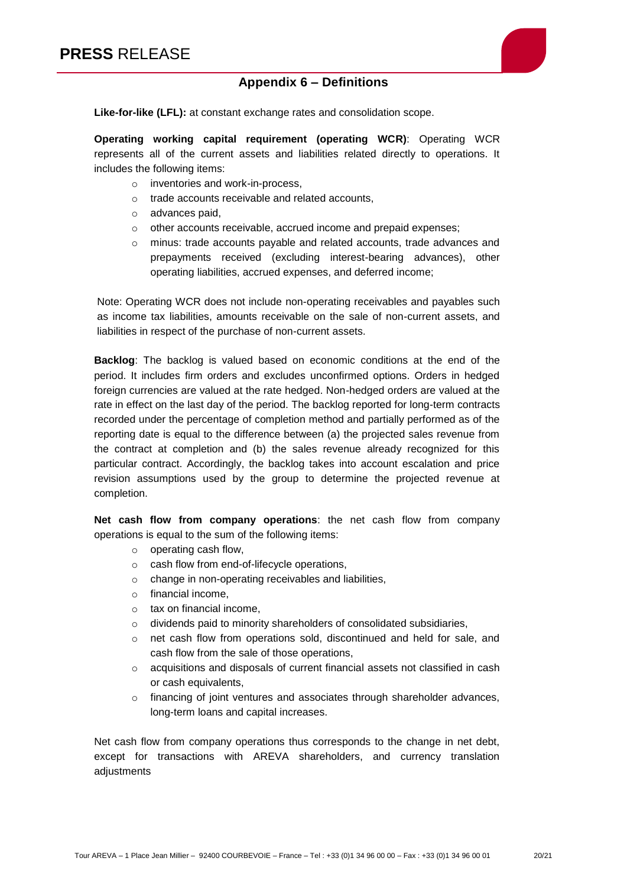## Appendix 6 – Definitions

**Like-for-like (LFL):** at constant exchange rates and consolidation scope.

**Operating working capital requirement (operating WCR)**: Operating WCR represents all of the current assets and liabilities related directly to operations. It includes the following items:

- inventories and work-in-process,
- trade accounts receivable and related accounts,
- advances paid,
- other accounts receivable, accrued income and prepaid expenses;
- minus: trade accounts payable and related accounts, trade advances and prepayments received (excluding interest-bearing advances), other operating liabilities, accrued expenses, and deferred income;

Note: Operating WCR does not include non-operating receivables and payables such as income tax liabilities, amounts receivable on the sale of non-current assets, and liabilities in respect of the purchase of non-current assets.

**Backlog**: The backlog is valued based on economic conditions at the end of the period. It includes firm orders and excludes unconfirmed options. Orders in hedged foreign currencies are valued at the rate hedged. Non-hedged orders are valued at the rate in effect on the last day of the period. The backlog reported for long-term contracts recorded under the percentage of completion method and partially performed as of the reporting date is equal to the difference between (a) the projected sales revenue from the contract at completion and (b) the sales revenue already recognized for this particular contract. Accordingly, the backlog takes into account escalation and price revision assumptions used by the group to determine the projected revenue at completion.

**Net cash flow from company operations**: the net cash flow from company operations is equal to the sum of the following items:

- operating cash flow,
- cash flow from end-of-lifecycle operations,
- change in non-operating receivables and liabilities,
- financial income,
- tax on financial income,
- dividends paid to minority shareholders of consolidated subsidiaries,
- net cash flow from operations sold, discontinued and held for sale, and cash flow from the sale of those operations,
- acquisitions and disposals of current financial assets not classified in cash or cash equivalents,
- financing of joint ventures and associates through shareholder advances, long-term loans and capital increases.

Net cash flow from company operations thus corresponds to the change in net debt, except for transactions with AREVA shareholders, and currency translation adjustments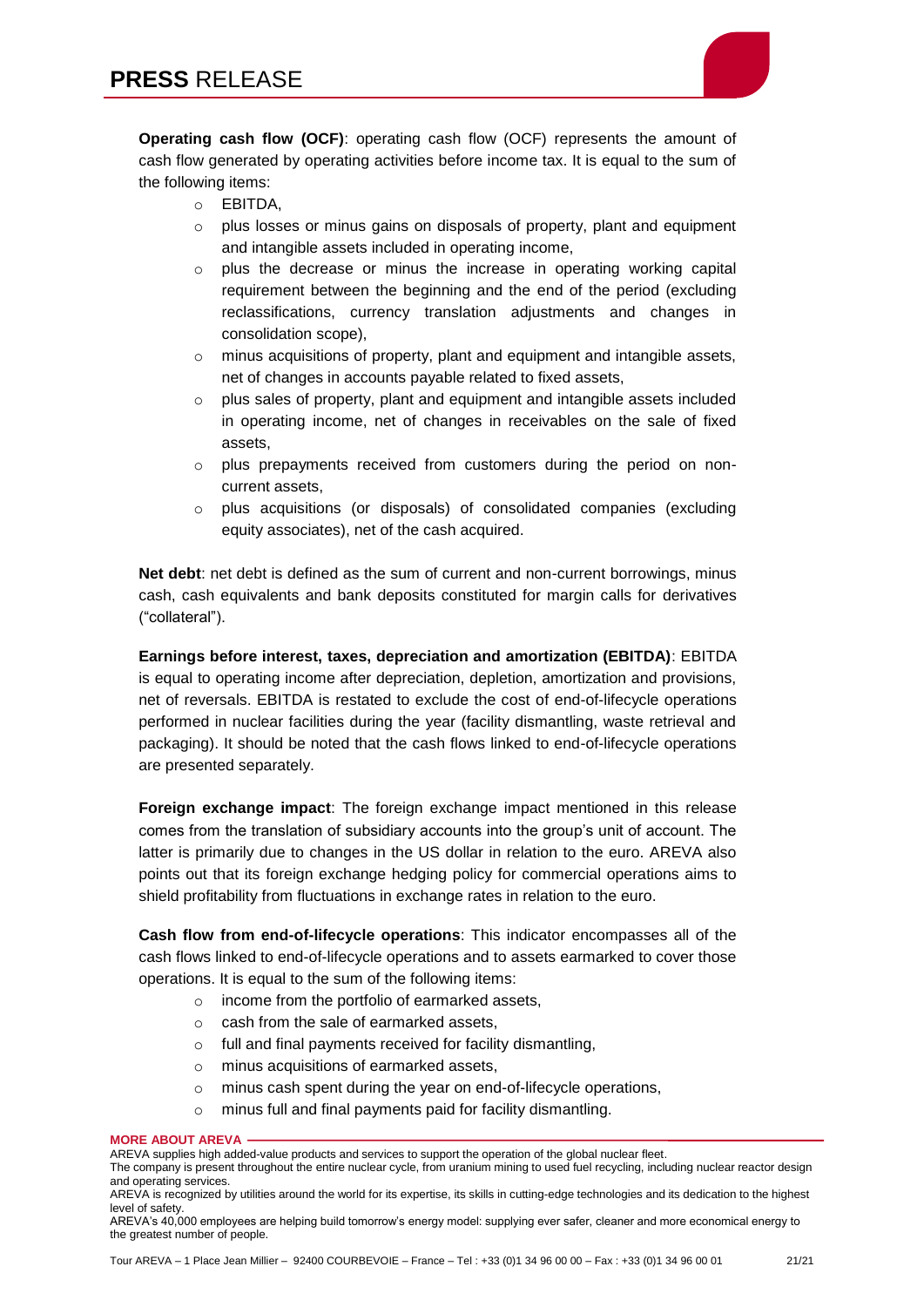**Operating cash flow (OCF)**: operating cash flow (OCF) represents the amount of cash flow generated by operating activities before income tax. It is equal to the sum of the following items:

- EBITDA,
- plus losses or minus gains on disposals of property, plant and equipment and intangible assets included in operating income,
- plus the decrease or minus the increase in operating working capital requirement between the beginning and the end of the period (excluding reclassifications, currency translation adjustments and changes in consolidation scope),
- minus acquisitions of property, plant and equipment and intangible assets, net of changes in accounts payable related to fixed assets,
- plus sales of property, plant and equipment and intangible assets included in operating income, net of changes in receivables on the sale of fixed assets,
- plus prepayments received from customers during the period on non-current assets,
- plus acquisitions (or disposals) of consolidated companies (excluding equity associates), net of the cash acquired.

**Net debt**: net debt is defined as the sum of current and non-current borrowings, minus cash, cash equivalents and bank deposits constituted for margin calls for derivatives ("collateral").

**Earnings before interest, taxes, depreciation and amortization (EBITDA)**: EBITDA is equal to operating income after depreciation, depletion, amortization and provisions, net of reversals. EBITDA is restated to exclude the cost of end-of-lifecycle operations performed in nuclear facilities during the year (facility dismantling, waste retrieval and packaging). It should be noted that the cash flows linked to end-of-lifecycle operations are presented separately.

**Foreign exchange impact**: The foreign exchange impact mentioned in this release comes from the translation of subsidiary accounts into the group's unit of account. The latter is primarily due to changes in the US dollar in relation to the euro. AREVA also points out that its foreign exchange hedging policy for commercial operations aims to shield profitability from fluctuations in exchange rates in relation to the euro.

**Cash flow from end-of-lifecycle operations**: This indicator encompasses all of the cash flows linked to end-of-lifecycle operations and to assets earmarked to cover those operations. It is equal to the sum of the following items:

- income from the portfolio of earmarked assets,
- cash from the sale of earmarked assets,
- full and final payments received for facility dismantling,
- minus acquisitions of earmarked assets,
- minus cash spent during the year on end-of-lifecycle operations,
- minus full and final payments paid for facility dismantling.

**MORE ABOUT AREVA**

AREVA supplies high added-value products and services to support the operation of the global nuclear fleet.

The company is present throughout the entire nuclear cycle, from uranium mining to used fuel recycling, including nuclear reactor design and operating services.

AREVA is recognized by utilities around the world for its expertise, its skills in cutting-edge technologies and its dedication to the highest level of safety.

AREVA's 40,000 employees are helping build tomorrow's energy model: supplying ever safer, cleaner and more economical energy to the greatest number of people.

Tour AREVA – 1 Place Jean Millier – 92400 COURBEVOIE – France – Tel : +33 (0)1 34 96 00 00 – Fax : +33 (0)1 34 96 00 01